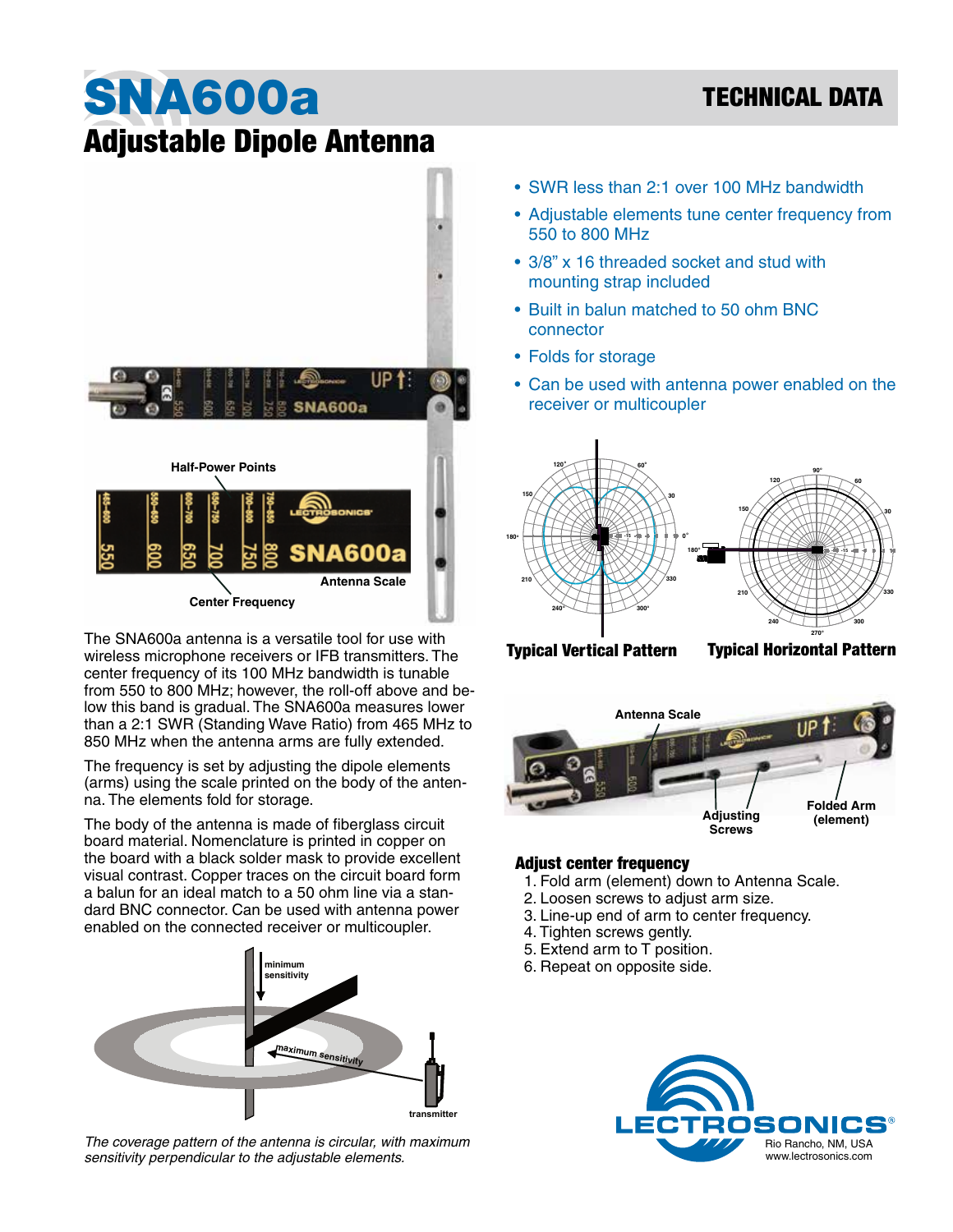# SNA600a

## Adjustable Dipole Antenna

TECHNICAL DATA

- SWR less than 2:1 over 100 MHz bandwidth
- Adjustable elements tune center frequency from 550 to 800 MHz
- 3/8" x 16 threaded socket and stud with mounting strap included
- Built in balun matched to 50 ohm BNC connector
- Folds for storage
- Can be used with antenna power enabled on the receiver or multicoupler

The SNA600a antenna is a versatile tool for use with wireless microphone receivers or IFB transmitters. The center frequency of its 100 MHz bandwidth is tunable from 550 to 800 MHz; however, the roll-off above and below this band is gradual. The SNA600a measures lower than a 2:1 SWR (Standing Wave Ratio) from 465 MHz to 850 MHz when the antenna arms are fully extended.

The frequency is set by adjusting the dipole elements (arms) using the scale printed on the body of the antenna. The elements fold for storage.

The body of the antenna is made of fiberglass circuit board material. Nomenclature is printed in copper on the board with a black solder mask to provide excellent visual contrast. Copper traces on the circuit board form a balun for an ideal match to a 50 ohm line via a standard BNC connector. Can be used with antenna power enabled on the connected receiver or multicoupler.

*The coverage pattern of the antenna is circular, with maximum sensitivity perpendicular to the adjustable elements.*

**Typical Vertical Pattern** **Typical Horizontal Pattern**

### Adjust center frequency

1. Fold arm (element) down to Antenna Scale.
2. Loosen screws to adjust arm size.
3. Line-up end of arm to center frequency.
4. Tighten screws gently.
5. Extend arm to T position.
6. Repeat on opposite side.

LECTROSONICS®
Rio Rancho, NM, USA
www.lectrosonics.com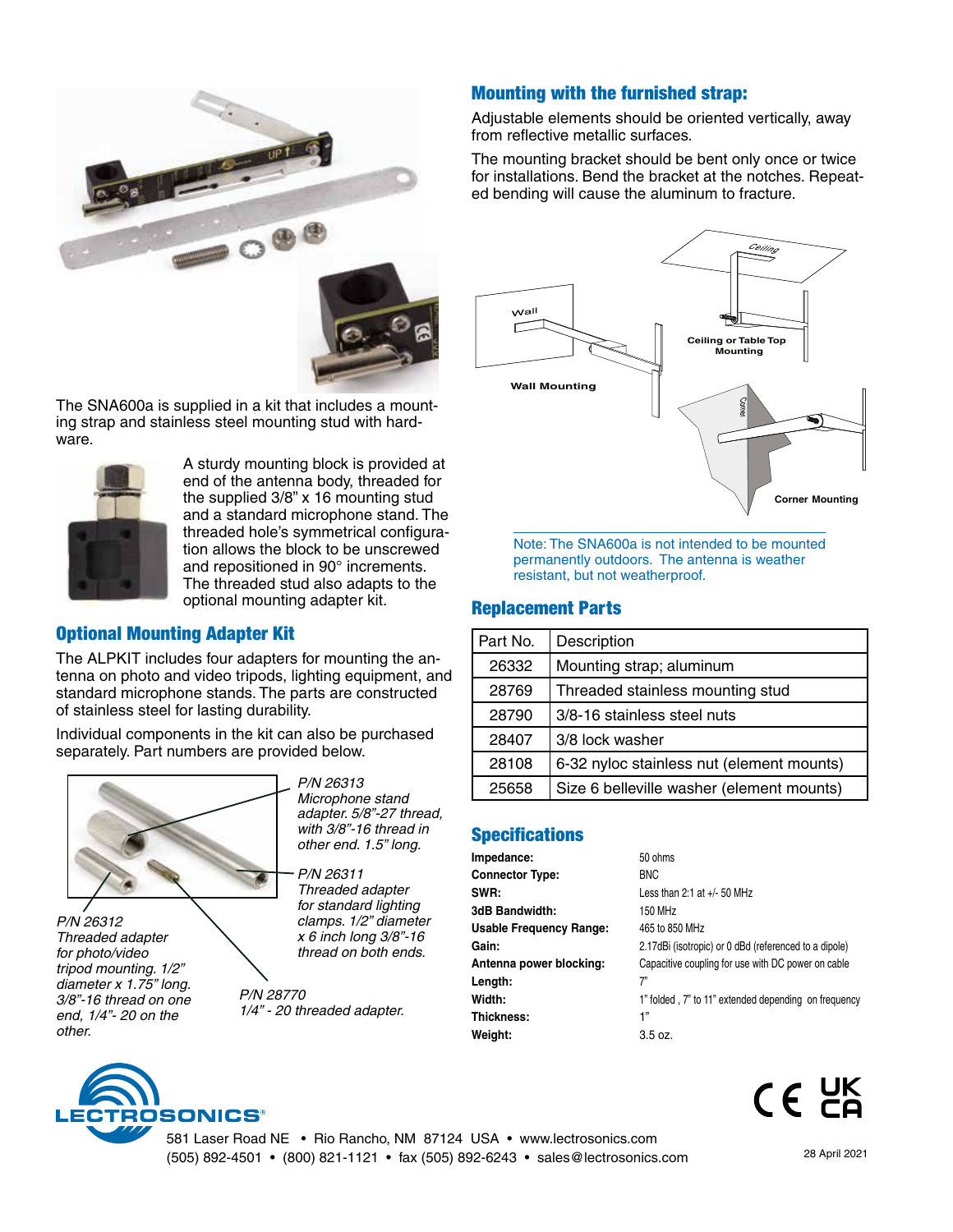The SNA600a is supplied in a kit that includes a mounting strap and stainless steel mounting stud with hardware.

A sturdy mounting block is provided at end of the antenna body, threaded for the supplied 3/8" x 16 mounting stud and a standard microphone stand. The threaded hole's symmetrical configuration allows the block to be unscrewed and repositioned in 90° increments. The threaded stud also adapts to the optional mounting adapter kit.

## Optional Mounting Adapter Kit

The ALPKIT includes four adapters for mounting the antenna on photo and video tripods, lighting equipment, and standard microphone stands. The parts are constructed of stainless steel for lasting durability.

Individual components in the kit can also be purchased separately. Part numbers are provided below.

*P/N 26313*
*Microphone stand adapter. 5/8"-27 thread, with 3/8"-16 thread in other end. 1.5" long.*

*P/N 26311*
*Threaded adapter for standard lighting clamps. 1/2" diameter x 6 inch long 3/8"-16 thread on both ends.*

*P/N 26312*
*Threaded adapter for photo/video tripod mounting. 1/2" diameter x 1.75" long. 3/8"-16 thread on one end, 1/4"- 20 on the other.*

*P/N 28770*
*1/4" - 20 threaded adapter.*

## Mounting with the furnished strap:

Adjustable elements should be oriented vertically, away from reflective metallic surfaces.

The mounting bracket should be bent only once or twice for installations. Bend the bracket at the notches. Repeated bending will cause the aluminum to fracture.

Wall

Ceiling

Wall Mounting

Ceiling or Table Top Mounting

Corner

Corner Mounting

Note: The SNA600a is not intended to be mounted permanently outdoors. The antenna is weather resistant, but not weatherproof.

## Replacement Parts

| Part No. | Description |
|---|---|
| 26332 | Mounting strap; aluminum |
| 28769 | Threaded stainless mounting stud |
| 28790 | 3/8-16 stainless steel nuts |
| 28407 | 3/8 lock washer |
| 28108 | 6-32 nyloc stainless nut (element mounts) |
| 25658 | Size 6 belleville washer (element mounts) |

## Specifications

| | |
|---|---|
| **Impedance:** | 50 ohms |
| **Connector Type:** | BNC |
| **SWR:** | Less than 2:1 at +/- 50 MHz |
| **3dB Bandwidth:** | 150 MHz |
| **Usable Frequency Range:** | 465 to 850 MHz |
| **Gain:** | 2.17dBi (isotropic) or 0 dBd (referenced to a dipole) |
| **Antenna power blocking:** | Capacitive coupling for use with DC power on cable |
| **Length:** | 7" |
| **Width:** | 1" folded , 7" to 11" extended depending on frequency |
| **Thickness:** | 1" |
| **Weight:** | 3.5 oz. |

LECTROSONICS®

581 Laser Road NE • Rio Rancho, NM 87124 USA • www.lectrosonics.com
(505) 892-4501 • (800) 821-1121 • fax (505) 892-6243 • sales@lectrosonics.com

28 April 2021